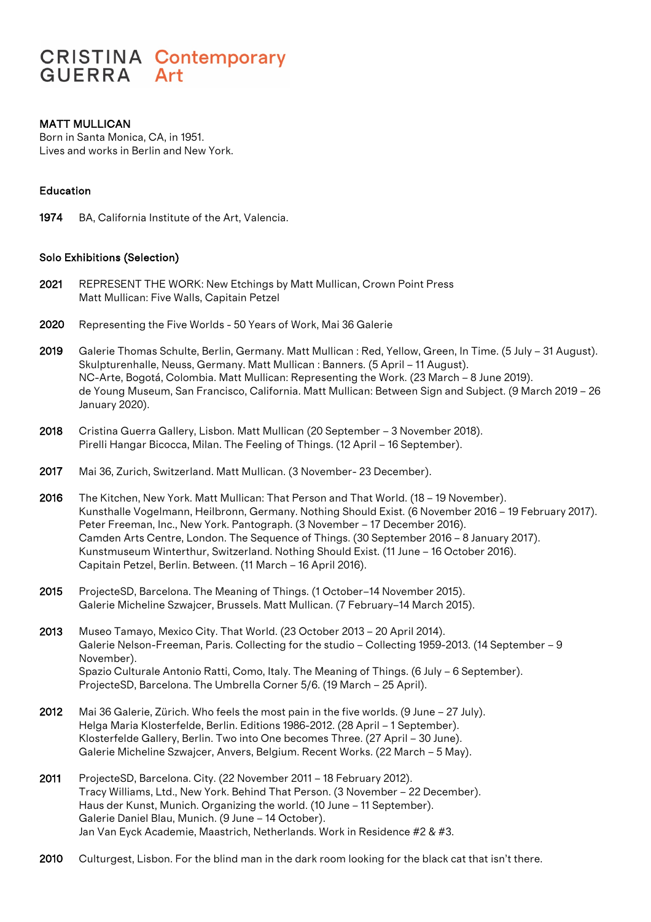CRISTINA GUERRA Contemporary Art

# MATT MULLICAN

Born in Santa Monica, CA, in 1951.
Lives and works in Berlin and New York.

## Education

**1974** BA, California Institute of the Art, Valencia.

## Solo Exhibitions (Selection)

**2021** REPRESENT THE WORK: New Etchings by Matt Mullican, Crown Point Press
Matt Mullican: Five Walls, Capitain Petzel

**2020** Representing the Five Worlds - 50 Years of Work, Mai 36 Galerie

**2019** Galerie Thomas Schulte, Berlin, Germany. Matt Mullican : Red, Yellow, Green, In Time. (5 July – 31 August).
Skulpturenhalle, Neuss, Germany. Matt Mullican : Banners. (5 April – 11 August).
NC-Arte, Bogotá, Colombia. Matt Mullican: Representing the Work. (23 March – 8 June 2019).
de Young Museum, San Francisco, California. Matt Mullican: Between Sign and Subject. (9 March 2019 – 26 January 2020).

**2018** Cristina Guerra Gallery, Lisbon. Matt Mullican (20 September – 3 November 2018).
Pirelli Hangar Bicocca, Milan. The Feeling of Things. (12 April – 16 September).

**2017** Mai 36, Zurich, Switzerland. Matt Mullican. (3 November- 23 December).

**2016** The Kitchen, New York. Matt Mullican: That Person and That World. (18 – 19 November).
Kunsthalle Vogelmann, Heilbronn, Germany. Nothing Should Exist. (6 November 2016 – 19 February 2017).
Peter Freeman, Inc., New York. Pantograph. (3 November – 17 December 2016).
Camden Arts Centre, London. The Sequence of Things. (30 September 2016 – 8 January 2017).
Kunstmuseum Winterthur, Switzerland. Nothing Should Exist. (11 June – 16 October 2016).
Capitain Petzel, Berlin. Between. (11 March – 16 April 2016).

**2015** ProjecteSD, Barcelona. The Meaning of Things. (1 October–14 November 2015).
Galerie Micheline Szwajcer, Brussels. Matt Mullican. (7 February–14 March 2015).

**2013** Museo Tamayo, Mexico City. That World. (23 October 2013 – 20 April 2014).
Galerie Nelson-Freeman, Paris. Collecting for the studio – Collecting 1959-2013. (14 September – 9 November).
Spazio Culturale Antonio Ratti, Como, Italy. The Meaning of Things. (6 July – 6 September).
ProjecteSD, Barcelona. The Umbrella Corner 5/6. (19 March – 25 April).

**2012** Mai 36 Galerie, Zürich. Who feels the most pain in the five worlds. (9 June – 27 July).
Helga Maria Klosterfelde, Berlin. Editions 1986-2012. (28 April – 1 September).
Klosterfelde Gallery, Berlin. Two into One becomes Three. (27 April – 30 June).
Galerie Micheline Szwajcer, Anvers, Belgium. Recent Works. (22 March – 5 May).

**2011** ProjecteSD, Barcelona. City. (22 November 2011 – 18 February 2012).
Tracy Williams, Ltd., New York. Behind That Person. (3 November – 22 December).
Haus der Kunst, Munich. Organizing the world. (10 June – 11 September).
Galerie Daniel Blau, Munich. (9 June – 14 October).
Jan Van Eyck Academie, Maastrich, Netherlands. Work in Residence #2 & #3.

**2010** Culturgest, Lisbon. For the blind man in the dark room looking for the black cat that isn't there.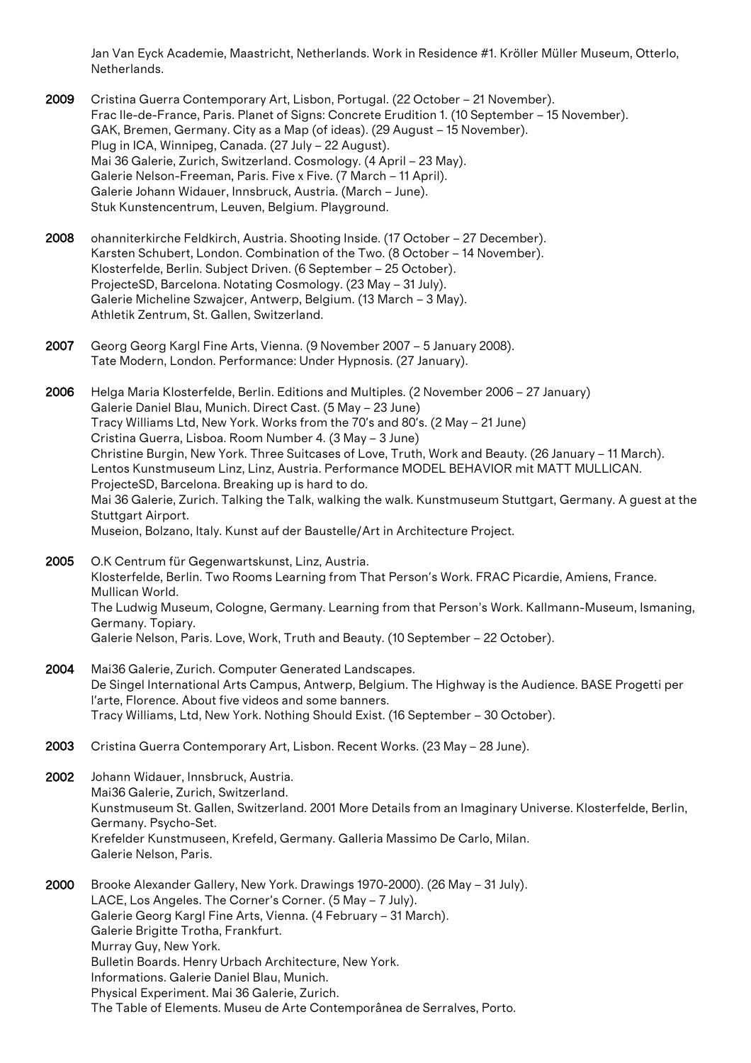Jan Van Eyck Academie, Maastricht, Netherlands. Work in Residence #1. Kröller Müller Museum, Otterlo, Netherlands.

**2009** Cristina Guerra Contemporary Art, Lisbon, Portugal. (22 October – 21 November).
Frac Ile-de-France, Paris. Planet of Signs: Concrete Erudition 1. (10 September – 15 November).
GAK, Bremen, Germany. City as a Map (of ideas). (29 August – 15 November).
Plug in ICA, Winnipeg, Canada. (27 July – 22 August).
Mai 36 Galerie, Zurich, Switzerland. Cosmology. (4 April – 23 May).
Galerie Nelson-Freeman, Paris. Five x Five. (7 March – 11 April).
Galerie Johann Widauer, Innsbruck, Austria. (March – June).
Stuk Kunstencentrum, Leuven, Belgium. Playground.

**2008** ohanniterkirche Feldkirch, Austria. Shooting Inside. (17 October – 27 December).
Karsten Schubert, London. Combination of the Two. (8 October – 14 November).
Klosterfelde, Berlin. Subject Driven. (6 September – 25 October).
ProjecteSD, Barcelona. Notating Cosmology. (23 May – 31 July).
Galerie Micheline Szwajcer, Antwerp, Belgium. (13 March – 3 May).
Athletik Zentrum, St. Gallen, Switzerland.

**2007** Georg Georg Kargl Fine Arts, Vienna. (9 November 2007 – 5 January 2008).
Tate Modern, London. Performance: Under Hypnosis. (27 January).

**2006** Helga Maria Klosterfelde, Berlin. Editions and Multiples. (2 November 2006 – 27 January)
Galerie Daniel Blau, Munich. Direct Cast. (5 May – 23 June)
Tracy Williams Ltd, New York. Works from the 70's and 80's. (2 May – 21 June)
Cristina Guerra, Lisboa. Room Number 4. (3 May – 3 June)
Christine Burgin, New York. Three Suitcases of Love, Truth, Work and Beauty. (26 January – 11 March).
Lentos Kunstmuseum Linz, Linz, Austria. Performance MODEL BEHAVIOR mit MATT MULLICAN.
ProjecteSD, Barcelona. Breaking up is hard to do.
Mai 36 Galerie, Zurich. Talking the Talk, walking the walk. Kunstmuseum Stuttgart, Germany. A guest at the Stuttgart Airport.
Museion, Bolzano, Italy. Kunst auf der Baustelle/Art in Architecture Project.

**2005** O.K Centrum für Gegenwartskunst, Linz, Austria.
Klosterfelde, Berlin. Two Rooms Learning from That Person's Work. FRAC Picardie, Amiens, France. Mullican World.
The Ludwig Museum, Cologne, Germany. Learning from that Person's Work. Kallmann-Museum, Ismaning, Germany. Topiary.
Galerie Nelson, Paris. Love, Work, Truth and Beauty. (10 September – 22 October).

**2004** Mai36 Galerie, Zurich. Computer Generated Landscapes.
De Singel International Arts Campus, Antwerp, Belgium. The Highway is the Audience. BASE Progetti per l'arte, Florence. About five videos and some banners.
Tracy Williams, Ltd, New York. Nothing Should Exist. (16 September – 30 October).

**2003** Cristina Guerra Contemporary Art, Lisbon. Recent Works. (23 May – 28 June).

**2002** Johann Widauer, Innsbruck, Austria.
Mai36 Galerie, Zurich, Switzerland.
Kunstmuseum St. Gallen, Switzerland. 2001 More Details from an Imaginary Universe. Klosterfelde, Berlin, Germany. Psycho-Set.
Krefelder Kunstmuseen, Krefeld, Germany. Galleria Massimo De Carlo, Milan.
Galerie Nelson, Paris.

**2000** Brooke Alexander Gallery, New York. Drawings 1970-2000). (26 May – 31 July).
LACE, Los Angeles. The Corner's Corner. (5 May – 7 July).
Galerie Georg Kargl Fine Arts, Vienna. (4 February – 31 March).
Galerie Brigitte Trotha, Frankfurt.
Murray Guy, New York.
Bulletin Boards. Henry Urbach Architecture, New York.
Informations. Galerie Daniel Blau, Munich.
Physical Experiment. Mai 36 Galerie, Zurich.
The Table of Elements. Museu de Arte Contemporânea de Serralves, Porto.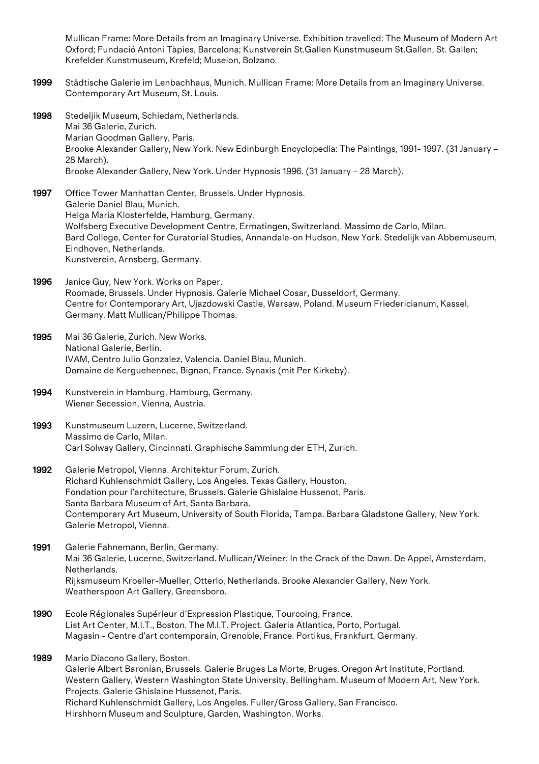Mullican Frame: More Details from an Imaginary Universe. Exhibition travelled: The Museum of Modern Art Oxford; Fundació Antoni Tàpies, Barcelona; Kunstverein St.Gallen Kunstmuseum St.Gallen, St. Gallen; Krefelder Kunstmuseum, Krefeld; Museion, Bolzano.

**1999** Städtische Galerie im Lenbachhaus, Munich. Mullican Frame: More Details from an Imaginary Universe. Contemporary Art Museum, St. Louis.

**1998** Stedeljik Museum, Schiedam, Netherlands.
Mai 36 Galerie, Zurich.
Marian Goodman Gallery, Paris.
Brooke Alexander Gallery, New York. New Edinburgh Encyclopedia: The Paintings, 1991- 1997. (31 January – 28 March).
Brooke Alexander Gallery, New York. Under Hypnosis 1996. (31 January – 28 March).

**1997** Office Tower Manhattan Center, Brussels. Under Hypnosis.
Galerie Daniel Blau, Munich.
Helga Maria Klosterfelde, Hamburg, Germany.
Wolfsberg Executive Development Centre, Ermatingen, Switzerland. Massimo de Carlo, Milan.
Bard College, Center for Curatorial Studies, Annandale-on Hudson, New York. Stedelijk van Abbemuseum, Eindhoven, Netherlands.
Kunstverein, Arnsberg, Germany.

**1996** Janice Guy, New York. Works on Paper.
Roomade, Brussels. Under Hypnosis. Galerie Michael Cosar, Dusseldorf, Germany.
Centre for Contemporary Art, Ujazdowski Castle, Warsaw, Poland. Museum Fridericianum, Kassel, Germany. Matt Mullican/Philippe Thomas.

**1995** Mai 36 Galerie, Zurich. New Works.
National Galerie, Berlin.
IVAM, Centro Julio Gonzalez, Valencia. Daniel Blau, Munich.
Domaine de Kerguehennec, Bignan, France. Synaxis (mit Per Kirkeby).

**1994** Kunstverein in Hamburg, Hamburg, Germany.
Wiener Secession, Vienna, Austria.

**1993** Kunstmuseum Luzern, Lucerne, Switzerland.
Massimo de Carlo, Milan.
Carl Solway Gallery, Cincinnati. Graphische Sammlung der ETH, Zurich.

**1992** Galerie Metropol, Vienna. Architektur Forum, Zurich.
Richard Kuhlenschmidt Gallery, Los Angeles. Texas Gallery, Houston.
Fondation pour l'architecture, Brussels. Galerie Ghislaine Hussenot, Paris.
Santa Barbara Museum of Art, Santa Barbara.
Contemporary Art Museum, University of South Florida, Tampa. Barbara Gladstone Gallery, New York.
Galerie Metropol, Vienna.

**1991** Galerie Fahnemann, Berlin, Germany.
Mai 36 Galerie, Lucerne, Switzerland. Mullican/Weiner: In the Crack of the Dawn. De Appel, Amsterdam, Netherlands.
Rijksmuseum Kroeller-Mueller, Otterlo, Netherlands. Brooke Alexander Gallery, New York.
Weatherspoon Art Gallery, Greensboro.

**1990** Ecole Régionales Supérieur d'Expression Plastique, Tourcoing, France.
List Art Center, M.I.T., Boston. The M.I.T. Project. Galeria Atlantica, Porto, Portugal.
Magasin - Centre d'art contemporain, Grenoble, France. Portikus, Frankfurt, Germany.

**1989** Mario Diacono Gallery, Boston.
Galerie Albert Baronian, Brussels. Galerie Bruges La Morte, Bruges. Oregon Art Institute, Portland.
Western Gallery, Western Washington State University, Bellingham. Museum of Modern Art, New York. Projects. Galerie Ghislaine Hussenot, Paris.
Richard Kuhlenschmidt Gallery, Los Angeles. Fuller/Gross Gallery, San Francisco.
Hirshhorn Museum and Sculpture, Garden, Washington. Works.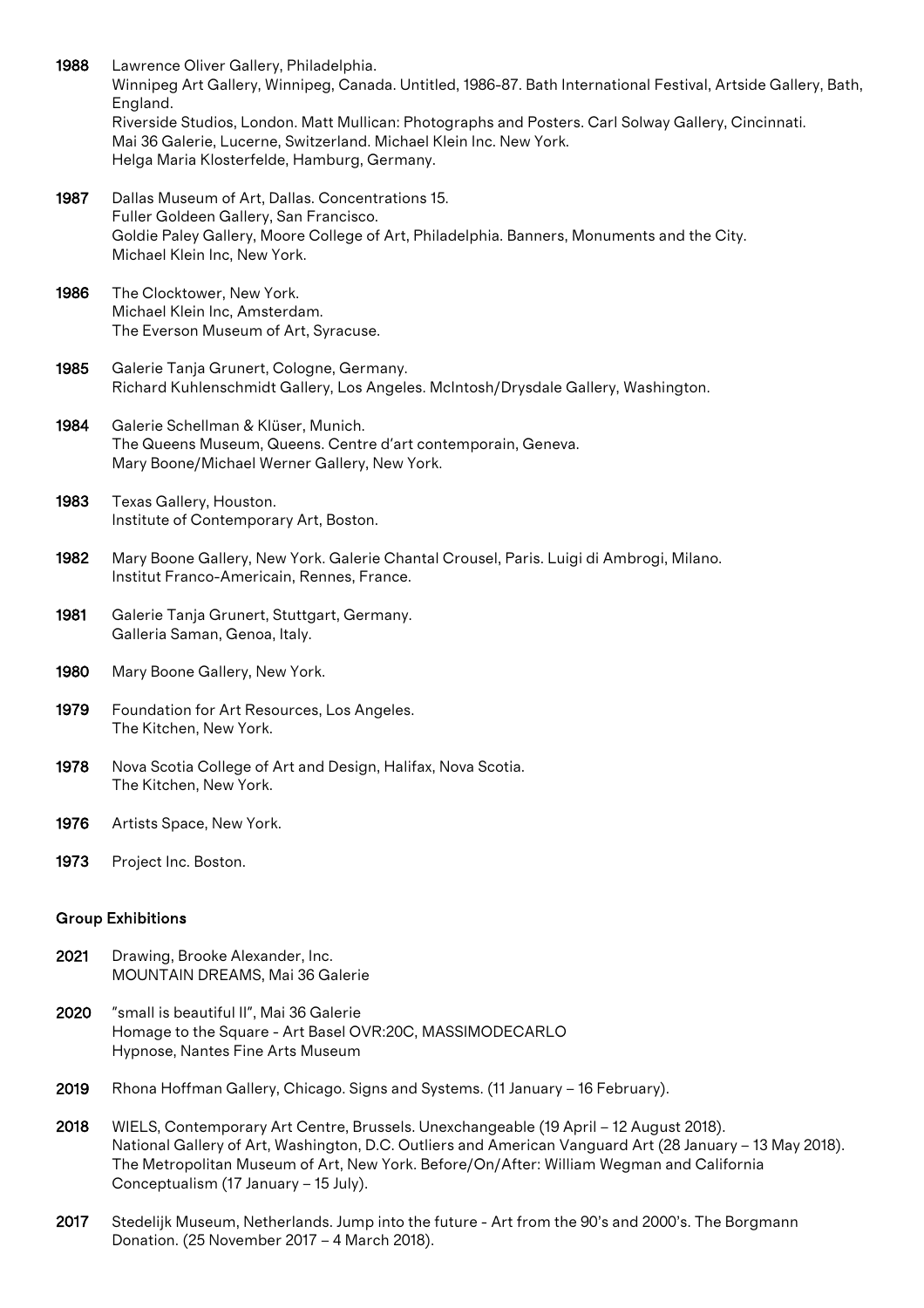**1988** Lawrence Oliver Gallery, Philadelphia.
Winnipeg Art Gallery, Winnipeg, Canada. Untitled, 1986-87. Bath International Festival, Artside Gallery, Bath, England.
Riverside Studios, London. Matt Mullican: Photographs and Posters. Carl Solway Gallery, Cincinnati.
Mai 36 Galerie, Lucerne, Switzerland. Michael Klein Inc. New York.
Helga Maria Klosterfelde, Hamburg, Germany.

**1987** Dallas Museum of Art, Dallas. Concentrations 15.
Fuller Goldeen Gallery, San Francisco.
Goldie Paley Gallery, Moore College of Art, Philadelphia. Banners, Monuments and the City.
Michael Klein Inc, New York.

**1986** The Clocktower, New York.
Michael Klein Inc, Amsterdam.
The Everson Museum of Art, Syracuse.

**1985** Galerie Tanja Grunert, Cologne, Germany.
Richard Kuhlenschmidt Gallery, Los Angeles. McIntosh/Drysdale Gallery, Washington.

**1984** Galerie Schellman & Klüser, Munich.
The Queens Museum, Queens. Centre d'art contemporain, Geneva.
Mary Boone/Michael Werner Gallery, New York.

**1983** Texas Gallery, Houston.
Institute of Contemporary Art, Boston.

**1982** Mary Boone Gallery, New York. Galerie Chantal Crousel, Paris. Luigi di Ambrogi, Milano.
Institut Franco-Americain, Rennes, France.

**1981** Galerie Tanja Grunert, Stuttgart, Germany.
Galleria Saman, Genoa, Italy.

**1980** Mary Boone Gallery, New York.

**1979** Foundation for Art Resources, Los Angeles.
The Kitchen, New York.

**1978** Nova Scotia College of Art and Design, Halifax, Nova Scotia.
The Kitchen, New York.

**1976** Artists Space, New York.

**1973** Project Inc. Boston.

## Group Exhibitions

**2021** Drawing, Brooke Alexander, Inc.
MOUNTAIN DREAMS, Mai 36 Galerie

**2020** "small is beautiful II", Mai 36 Galerie
Homage to the Square - Art Basel OVR:20C, MASSIMODECARLO
Hypnose, Nantes Fine Arts Museum

**2019** Rhona Hoffman Gallery, Chicago. Signs and Systems. (11 January – 16 February).

**2018** WIELS, Contemporary Art Centre, Brussels. Unexchangeable (19 April – 12 August 2018).
National Gallery of Art, Washington, D.C. Outliers and American Vanguard Art (28 January – 13 May 2018).
The Metropolitan Museum of Art, New York. Before/On/After: William Wegman and California Conceptualism (17 January – 15 July).

**2017** Stedelijk Museum, Netherlands. Jump into the future - Art from the 90's and 2000's. The Borgmann Donation. (25 November 2017 – 4 March 2018).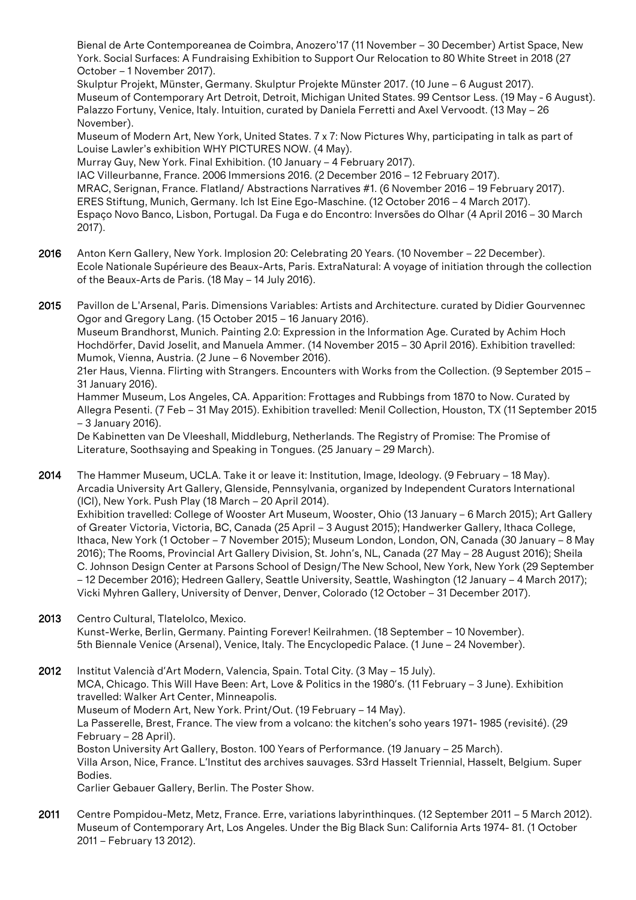Bienal de Arte Contemporeanea de Coimbra, Anozero'17 (11 November – 30 December) Artist Space, New York. Social Surfaces: A Fundraising Exhibition to Support Our Relocation to 80 White Street in 2018 (27 October – 1 November 2017).
Skulptur Projekt, Münster, Germany. Skulptur Projekte Münster 2017. (10 June – 6 August 2017).
Museum of Contemporary Art Detroit, Detroit, Michigan United States. 99 Centsor Less. (19 May - 6 August).
Palazzo Fortuny, Venice, Italy. Intuition, curated by Daniela Ferretti and Axel Vervoodt. (13 May – 26 November).
Museum of Modern Art, New York, United States. 7 x 7: Now Pictures Why, participating in talk as part of Louise Lawler's exhibition WHY PICTURES NOW. (4 May).
Murray Guy, New York. Final Exhibition. (10 January – 4 February 2017).
IAC Villeurbanne, France. 2006 Immersions 2016. (2 December 2016 – 12 February 2017).
MRAC, Serignan, France. Flatland/ Abstractions Narratives #1. (6 November 2016 – 19 February 2017).
ERES Stiftung, Munich, Germany. Ich Ist Eine Ego-Maschine. (12 October 2016 – 4 March 2017).
Espaço Novo Banco, Lisbon, Portugal. Da Fuga e do Encontro: Inversões do Olhar (4 April 2016 – 30 March 2017).

**2016** Anton Kern Gallery, New York. Implosion 20: Celebrating 20 Years. (10 November – 22 December).
Ecole Nationale Supérieure des Beaux-Arts, Paris. ExtraNatural: A voyage of initiation through the collection of the Beaux-Arts de Paris. (18 May – 14 July 2016).

**2015** Pavillon de L'Arsenal, Paris. Dimensions Variables: Artists and Architecture. curated by Didier Gourvennec Ogor and Gregory Lang. (15 October 2015 – 16 January 2016).
Museum Brandhorst, Munich. Painting 2.0: Expression in the Information Age. Curated by Achim Hoch Hochdörfer, David Joselit, and Manuela Ammer. (14 November 2015 – 30 April 2016). Exhibition travelled: Mumok, Vienna, Austria. (2 June – 6 November 2016).
21er Haus, Vienna. Flirting with Strangers. Encounters with Works from the Collection. (9 September 2015 – 31 January 2016).
Hammer Museum, Los Angeles, CA. Apparition: Frottages and Rubbings from 1870 to Now. Curated by Allegra Pesenti. (7 Feb – 31 May 2015). Exhibition travelled: Menil Collection, Houston, TX (11 September 2015 – 3 January 2016).
De Kabinetten van De Vleeshall, Middleburg, Netherlands. The Registry of Promise: The Promise of Literature, Soothsaying and Speaking in Tongues. (25 January – 29 March).

**2014** The Hammer Museum, UCLA. Take it or leave it: Institution, Image, Ideology. (9 February – 18 May).
Arcadia University Art Gallery, Glenside, Pennsylvania, organized by Independent Curators International (ICI), New York. Push Play (18 March – 20 April 2014).
Exhibition travelled: College of Wooster Art Museum, Wooster, Ohio (13 January – 6 March 2015); Art Gallery of Greater Victoria, Victoria, BC, Canada (25 April – 3 August 2015); Handwerker Gallery, Ithaca College, Ithaca, New York (1 October – 7 November 2015); Museum London, London, ON, Canada (30 January – 8 May 2016); The Rooms, Provincial Art Gallery Division, St. John's, NL, Canada (27 May – 28 August 2016); Sheila C. Johnson Design Center at Parsons School of Design/The New School, New York, New York (29 September – 12 December 2016); Hedreen Gallery, Seattle University, Seattle, Washington (12 January – 4 March 2017); Vicki Myhren Gallery, University of Denver, Denver, Colorado (12 October – 31 December 2017).

**2013** Centro Cultural, Tlatelolco, Mexico.
Kunst-Werke, Berlin, Germany. Painting Forever! Keilrahmen. (18 September – 10 November).
5th Biennale Venice (Arsenal), Venice, Italy. The Encyclopedic Palace. (1 June – 24 November).

**2012** Institut Valencià d'Art Modern, Valencia, Spain. Total City. (3 May – 15 July).
MCA, Chicago. This Will Have Been: Art, Love & Politics in the 1980's. (11 February – 3 June). Exhibition travelled: Walker Art Center, Minneapolis.
Museum of Modern Art, New York. Print/Out. (19 February – 14 May).
La Passerelle, Brest, France. The view from a volcano: the kitchen's soho years 1971- 1985 (revisité). (29 February – 28 April).
Boston University Art Gallery, Boston. 100 Years of Performance. (19 January – 25 March).
Villa Arson, Nice, France. L'Institut des archives sauvages. S3rd Hasselt Triennial, Hasselt, Belgium. Super Bodies.
Carlier Gebauer Gallery, Berlin. The Poster Show.

**2011** Centre Pompidou-Metz, Metz, France. Erre, variations labyrinthinques. (12 September 2011 – 5 March 2012).
Museum of Contemporary Art, Los Angeles. Under the Big Black Sun: California Arts 1974- 81. (1 October 2011 – February 13 2012).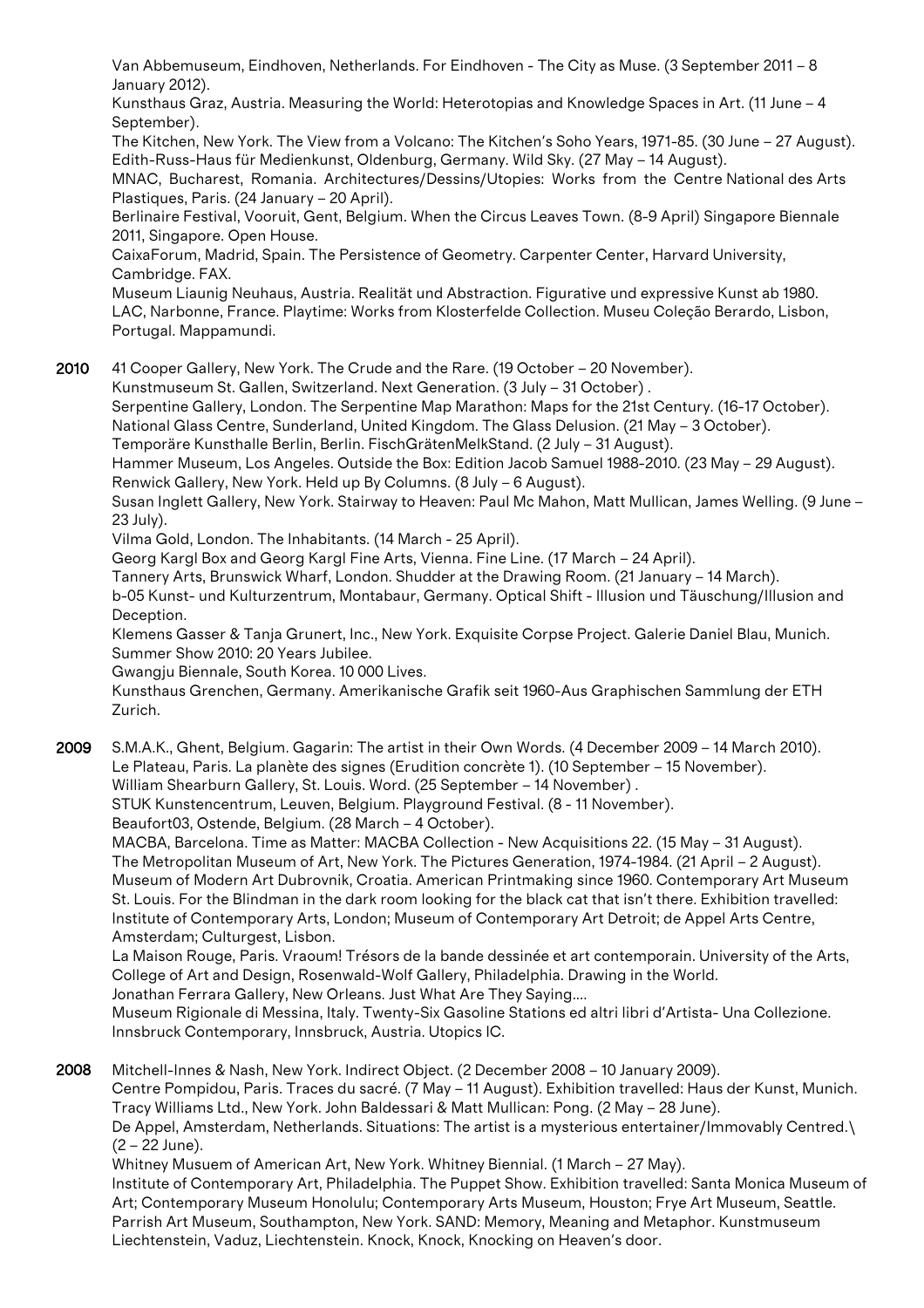Van Abbemuseum, Eindhoven, Netherlands. For Eindhoven - The City as Muse. (3 September 2011 – 8 January 2012).
Kunsthaus Graz, Austria. Measuring the World: Heterotopias and Knowledge Spaces in Art. (11 June – 4 September).
The Kitchen, New York. The View from a Volcano: The Kitchen's Soho Years, 1971-85. (30 June – 27 August).
Edith-Russ-Haus für Medienkunst, Oldenburg, Germany. Wild Sky. (27 May – 14 August).
MNAC, Bucharest, Romania. Architectures/Dessins/Utopies: Works from the Centre National des Arts Plastiques, Paris. (24 January – 20 April).
Berlinaire Festival, Vooruit, Gent, Belgium. When the Circus Leaves Town. (8-9 April) Singapore Biennale 2011, Singapore. Open House.
CaixaForum, Madrid, Spain. The Persistence of Geometry. Carpenter Center, Harvard University, Cambridge. FAX.
Museum Liaunig Neuhaus, Austria. Realität und Abstraction. Figurative und expressive Kunst ab 1980.
LAC, Narbonne, France. Playtime: Works from Klosterfelde Collection. Museu Coleção Berardo, Lisbon, Portugal. Mappamundi.

**2010** 41 Cooper Gallery, New York. The Crude and the Rare. (19 October – 20 November).
Kunstmuseum St. Gallen, Switzerland. Next Generation. (3 July – 31 October) .
Serpentine Gallery, London. The Serpentine Map Marathon: Maps for the 21st Century. (16-17 October).
National Glass Centre, Sunderland, United Kingdom. The Glass Delusion. (21 May – 3 October).
Temporäre Kunsthalle Berlin, Berlin. FischGrätenMelkStand. (2 July – 31 August).
Hammer Museum, Los Angeles. Outside the Box: Edition Jacob Samuel 1988-2010. (23 May – 29 August).
Renwick Gallery, New York. Held up By Columns. (8 July – 6 August).
Susan Inglett Gallery, New York. Stairway to Heaven: Paul Mc Mahon, Matt Mullican, James Welling. (9 June – 23 July).
Vilma Gold, London. The Inhabitants. (14 March - 25 April).
Georg Kargl Box and Georg Kargl Fine Arts, Vienna. Fine Line. (17 March – 24 April).
Tannery Arts, Brunswick Wharf, London. Shudder at the Drawing Room. (21 January – 14 March).
b-05 Kunst- und Kulturzentrum, Montabaur, Germany. Optical Shift - Illusion und Täuschung/Illusion and Deception.
Klemens Gasser & Tanja Grunert, Inc., New York. Exquisite Corpse Project. Galerie Daniel Blau, Munich. Summer Show 2010: 20 Years Jubilee.
Gwangju Biennale, South Korea. 10 000 Lives.
Kunsthaus Grenchen, Germany. Amerikanische Grafik seit 1960-Aus Graphischen Sammlung der ETH Zurich.

**2009** S.M.A.K., Ghent, Belgium. Gagarin: The artist in their Own Words. (4 December 2009 – 14 March 2010).
Le Plateau, Paris. La planète des signes (Erudition concrète 1). (10 September – 15 November).
William Shearburn Gallery, St. Louis. Word. (25 September – 14 November) .
STUK Kunstencentrum, Leuven, Belgium. Playground Festival. (8 - 11 November).
Beaufort03, Ostende, Belgium. (28 March – 4 October).
MACBA, Barcelona. Time as Matter: MACBA Collection - New Acquisitions 22. (15 May – 31 August).
The Metropolitan Museum of Art, New York. The Pictures Generation, 1974-1984. (21 April – 2 August).
Museum of Modern Art Dubrovnik, Croatia. American Printmaking since 1960. Contemporary Art Museum St. Louis. For the Blindman in the dark room looking for the black cat that isn't there. Exhibition travelled: Institute of Contemporary Arts, London; Museum of Contemporary Art Detroit; de Appel Arts Centre, Amsterdam; Culturgest, Lisbon.
La Maison Rouge, Paris. Vraoum! Trésors de la bande dessinée et art contemporain. University of the Arts, College of Art and Design, Rosenwald-Wolf Gallery, Philadelphia. Drawing in the World.
Jonathan Ferrara Gallery, New Orleans. Just What Are They Saying....
Museum Rigionale di Messina, Italy. Twenty-Six Gasoline Stations ed altri libri d'Artista- Una Collezione.
Innsbruck Contemporary, Innsbruck, Austria. Utopics IC.

**2008** Mitchell-Innes & Nash, New York. Indirect Object. (2 December 2008 – 10 January 2009).
Centre Pompidou, Paris. Traces du sacré. (7 May – 11 August). Exhibition travelled: Haus der Kunst, Munich.
Tracy Williams Ltd., New York. John Baldessari & Matt Mullican: Pong. (2 May – 28 June).
De Appel, Amsterdam, Netherlands. Situations: The artist is a mysterious entertainer/Immovably Centred.\ (2 – 22 June).
Whitney Musuem of American Art, New York. Whitney Biennial. (1 March – 27 May).
Institute of Contemporary Art, Philadelphia. The Puppet Show. Exhibition travelled: Santa Monica Museum of Art; Contemporary Museum Honolulu; Contemporary Arts Museum, Houston; Frye Art Museum, Seattle.
Parrish Art Museum, Southampton, New York. SAND: Memory, Meaning and Metaphor. Kunstmuseum Liechtenstein, Vaduz, Liechtenstein. Knock, Knock, Knocking on Heaven's door.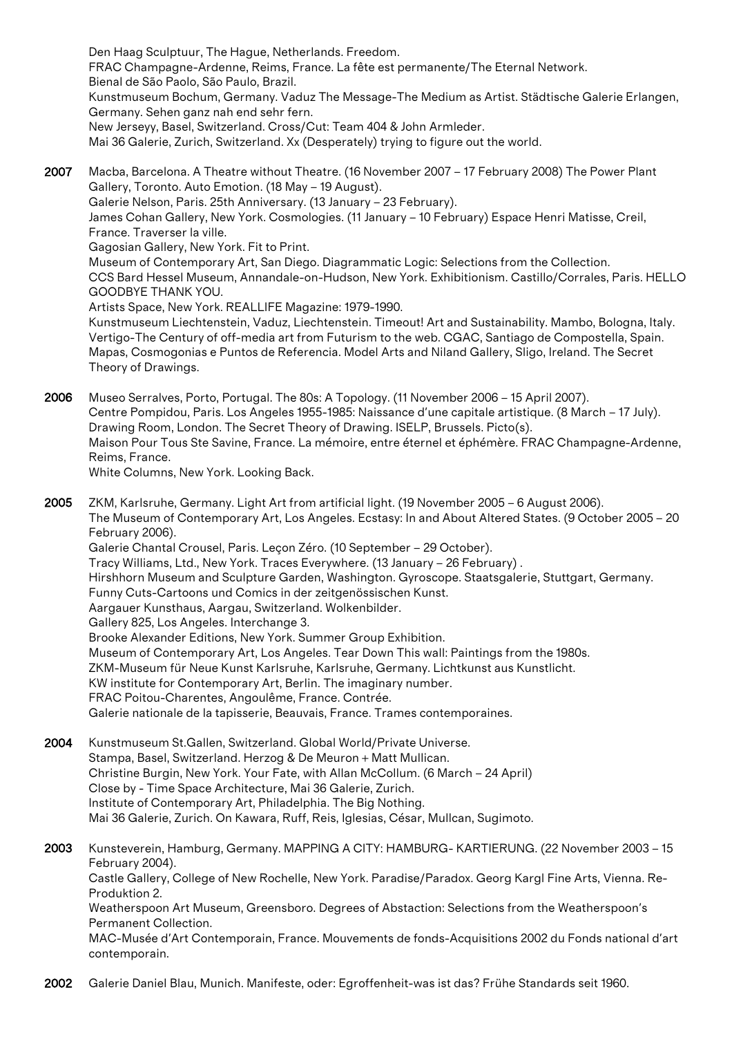Den Haag Sculptuur, The Hague, Netherlands. Freedom.
FRAC Champagne-Ardenne, Reims, France. La fête est permanente/The Eternal Network.
Bienal de São Paolo, São Paulo, Brazil.
Kunstmuseum Bochum, Germany. Vaduz The Message-The Medium as Artist. Städtische Galerie Erlangen, Germany. Sehen ganz nah end sehr fern.
New Jerseyy, Basel, Switzerland. Cross/Cut: Team 404 & John Armleder.
Mai 36 Galerie, Zurich, Switzerland. Xx (Desperately) trying to figure out the world.

**2007** Macba, Barcelona. A Theatre without Theatre. (16 November 2007 – 17 February 2008) The Power Plant Gallery, Toronto. Auto Emotion. (18 May – 19 August).
Galerie Nelson, Paris. 25th Anniversary. (13 January – 23 February).
James Cohan Gallery, New York. Cosmologies. (11 January – 10 February) Espace Henri Matisse, Creil, France. Traverser la ville.
Gagosian Gallery, New York. Fit to Print.
Museum of Contemporary Art, San Diego. Diagrammatic Logic: Selections from the Collection.
CCS Bard Hessel Museum, Annandale-on-Hudson, New York. Exhibitionism. Castillo/Corrales, Paris. HELLO GOODBYE THANK YOU.
Artists Space, New York. REALLIFE Magazine: 1979-1990.
Kunstmuseum Liechtenstein, Vaduz, Liechtenstein. Timeout! Art and Sustainability. Mambo, Bologna, Italy. Vertigo-The Century of off-media art from Futurism to the web. CGAC, Santiago de Compostella, Spain. Mapas, Cosmogonias e Puntos de Referencia. Model Arts and Niland Gallery, Sligo, Ireland. The Secret Theory of Drawings.

**2006** Museo Serralves, Porto, Portugal. The 80s: A Topology. (11 November 2006 – 15 April 2007).
Centre Pompidou, Paris. Los Angeles 1955-1985: Naissance d'une capitale artistique. (8 March – 17 July).
Drawing Room, London. The Secret Theory of Drawing. ISELP, Brussels. Picto(s).
Maison Pour Tous Ste Savine, France. La mémoire, entre éternel et éphémère. FRAC Champagne-Ardenne, Reims, France.
White Columns, New York. Looking Back.

**2005** ZKM, Karlsruhe, Germany. Light Art from artificial light. (19 November 2005 – 6 August 2006).
The Museum of Contemporary Art, Los Angeles. Ecstasy: In and About Altered States. (9 October 2005 – 20 February 2006).
Galerie Chantal Crousel, Paris. Leçon Zéro. (10 September – 29 October).
Tracy Williams, Ltd., New York. Traces Everywhere. (13 January – 26 February) .
Hirshhorn Museum and Sculpture Garden, Washington. Gyroscope. Staatsgalerie, Stuttgart, Germany. Funny Cuts-Cartoons und Comics in der zeitgenössischen Kunst.
Aargauer Kunsthaus, Aargau, Switzerland. Wolkenbilder.
Gallery 825, Los Angeles. Interchange 3.
Brooke Alexander Editions, New York. Summer Group Exhibition.
Museum of Contemporary Art, Los Angeles. Tear Down This wall: Paintings from the 1980s.
ZKM-Museum für Neue Kunst Karlsruhe, Karlsruhe, Germany. Lichtkunst aus Kunstlicht.
KW institute for Contemporary Art, Berlin. The imaginary number.
FRAC Poitou-Charentes, Angoulême, France. Contrée.
Galerie nationale de la tapisserie, Beauvais, France. Trames contemporaines.

**2004** Kunstmuseum St.Gallen, Switzerland. Global World/Private Universe.
Stampa, Basel, Switzerland. Herzog & De Meuron + Matt Mullican.
Christine Burgin, New York. Your Fate, with Allan McCollum. (6 March – 24 April)
Close by - Time Space Architecture, Mai 36 Galerie, Zurich.
Institute of Contemporary Art, Philadelphia. The Big Nothing.
Mai 36 Galerie, Zurich. On Kawara, Ruff, Reis, Iglesias, César, Mullcan, Sugimoto.

**2003** Kunsteverein, Hamburg, Germany. MAPPING A CITY: HAMBURG- KARTIERUNG. (22 November 2003 – 15 February 2004).
Castle Gallery, College of New Rochelle, New York. Paradise/Paradox. Georg Kargl Fine Arts, Vienna. Re-Produktion 2.
Weatherspoon Art Museum, Greensboro. Degrees of Abstaction: Selections from the Weatherspoon's Permanent Collection.
MAC-Musée d'Art Contemporain, France. Mouvements de fonds-Acquisitions 2002 du Fonds national d'art contemporain.

**2002** Galerie Daniel Blau, Munich. Manifeste, oder: Egroffenheit-was ist das? Frühe Standards seit 1960.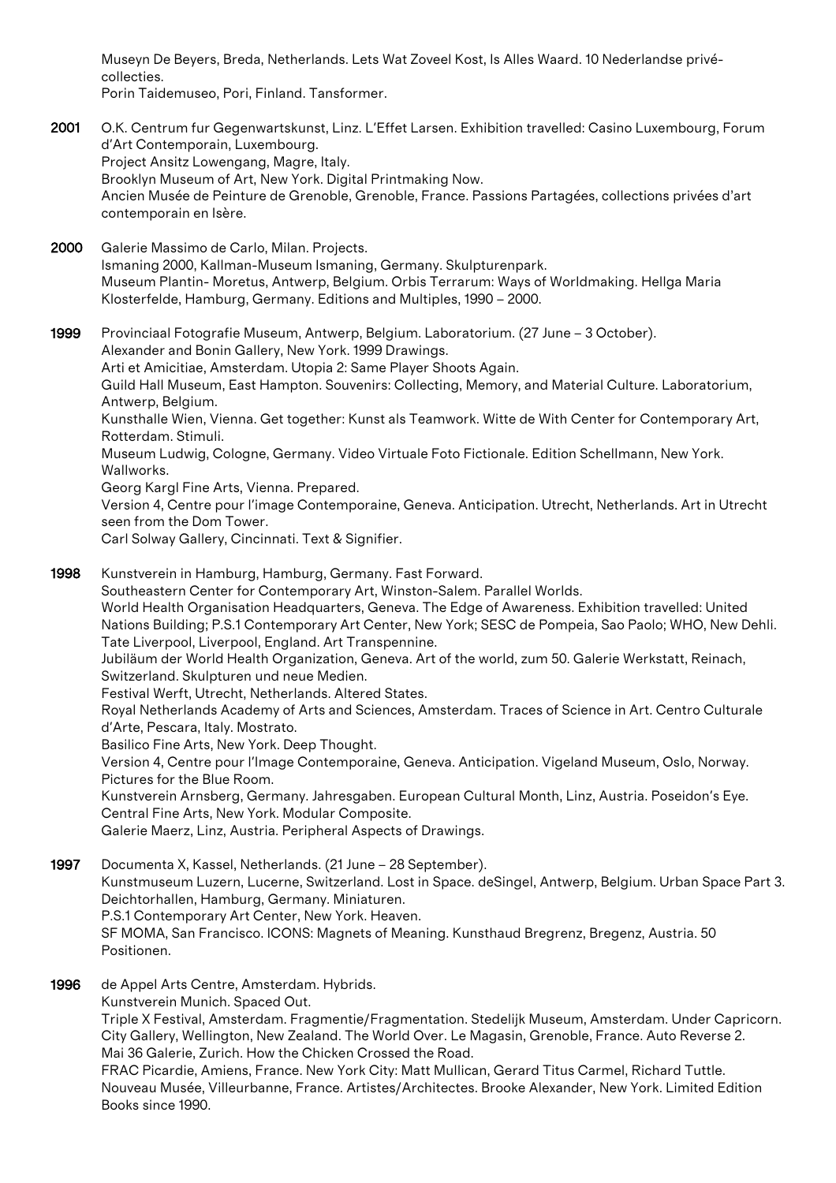Museyn De Beyers, Breda, Netherlands. Lets Wat Zoveel Kost, Is Alles Waard. 10 Nederlandse privé-collecties.
Porin Taidemuseo, Pori, Finland. Tansformer.

**2001** O.K. Centrum fur Gegenwartskunst, Linz. L'Effet Larsen. Exhibition travelled: Casino Luxembourg, Forum d'Art Contemporain, Luxembourg.
Project Ansitz Lowengang, Magre, Italy.
Brooklyn Museum of Art, New York. Digital Printmaking Now.
Ancien Musée de Peinture de Grenoble, Grenoble, France. Passions Partagées, collections privées d'art contemporain en Isère.

**2000** Galerie Massimo de Carlo, Milan. Projects.
Ismaning 2000, Kallman-Museum Ismaning, Germany. Skulpturenpark.
Museum Plantin- Moretus, Antwerp, Belgium. Orbis Terrarum: Ways of Worldmaking. Hellga Maria Klosterfelde, Hamburg, Germany. Editions and Multiples, 1990 – 2000.

**1999** Provinciaal Fotografie Museum, Antwerp, Belgium. Laboratorium. (27 June – 3 October).
Alexander and Bonin Gallery, New York. 1999 Drawings.
Arti et Amicitiae, Amsterdam. Utopia 2: Same Player Shoots Again.
Guild Hall Museum, East Hampton. Souvenirs: Collecting, Memory, and Material Culture. Laboratorium, Antwerp, Belgium.
Kunsthalle Wien, Vienna. Get together: Kunst als Teamwork. Witte de With Center for Contemporary Art, Rotterdam. Stimuli.
Museum Ludwig, Cologne, Germany. Video Virtuale Foto Fictionale. Edition Schellmann, New York. Wallworks.
Georg Kargl Fine Arts, Vienna. Prepared.
Version 4, Centre pour l'image Contemporaine, Geneva. Anticipation. Utrecht, Netherlands. Art in Utrecht seen from the Dom Tower.
Carl Solway Gallery, Cincinnati. Text & Signifier.

**1998** Kunstverein in Hamburg, Hamburg, Germany. Fast Forward.
Southeastern Center for Contemporary Art, Winston-Salem. Parallel Worlds.
World Health Organisation Headquarters, Geneva. The Edge of Awareness. Exhibition travelled: United Nations Building; P.S.1 Contemporary Art Center, New York; SESC de Pompeia, Sao Paolo; WHO, New Dehli.
Tate Liverpool, Liverpool, England. Art Transpennine.
Jubiläum der World Health Organization, Geneva. Art of the world, zum 50. Galerie Werkstatt, Reinach, Switzerland. Skulpturen und neue Medien.
Festival Werft, Utrecht, Netherlands. Altered States.
Royal Netherlands Academy of Arts and Sciences, Amsterdam. Traces of Science in Art. Centro Culturale d'Arte, Pescara, Italy. Mostrato.
Basilico Fine Arts, New York. Deep Thought.
Version 4, Centre pour l'Image Contemporaine, Geneva. Anticipation. Vigeland Museum, Oslo, Norway. Pictures for the Blue Room.
Kunstverein Arnsberg, Germany. Jahresgaben. European Cultural Month, Linz, Austria. Poseidon's Eye.
Central Fine Arts, New York. Modular Composite.
Galerie Maerz, Linz, Austria. Peripheral Aspects of Drawings.

**1997** Documenta X, Kassel, Netherlands. (21 June – 28 September).
Kunstmuseum Luzern, Lucerne, Switzerland. Lost in Space. deSingel, Antwerp, Belgium. Urban Space Part 3.
Deichtorhallen, Hamburg, Germany. Miniaturen.
P.S.1 Contemporary Art Center, New York. Heaven.
SF MOMA, San Francisco. ICONS: Magnets of Meaning. Kunsthaud Bregrenz, Bregenz, Austria. 50 Positionen.

**1996** de Appel Arts Centre, Amsterdam. Hybrids.
Kunstverein Munich. Spaced Out.
Triple X Festival, Amsterdam. Fragmentie/Fragmentation. Stedelijk Museum, Amsterdam. Under Capricorn.
City Gallery, Wellington, New Zealand. The World Over. Le Magasin, Grenoble, France. Auto Reverse 2.
Mai 36 Galerie, Zurich. How the Chicken Crossed the Road.
FRAC Picardie, Amiens, France. New York City: Matt Mullican, Gerard Titus Carmel, Richard Tuttle.
Nouveau Musée, Villeurbanne, France. Artistes/Architectes. Brooke Alexander, New York. Limited Edition Books since 1990.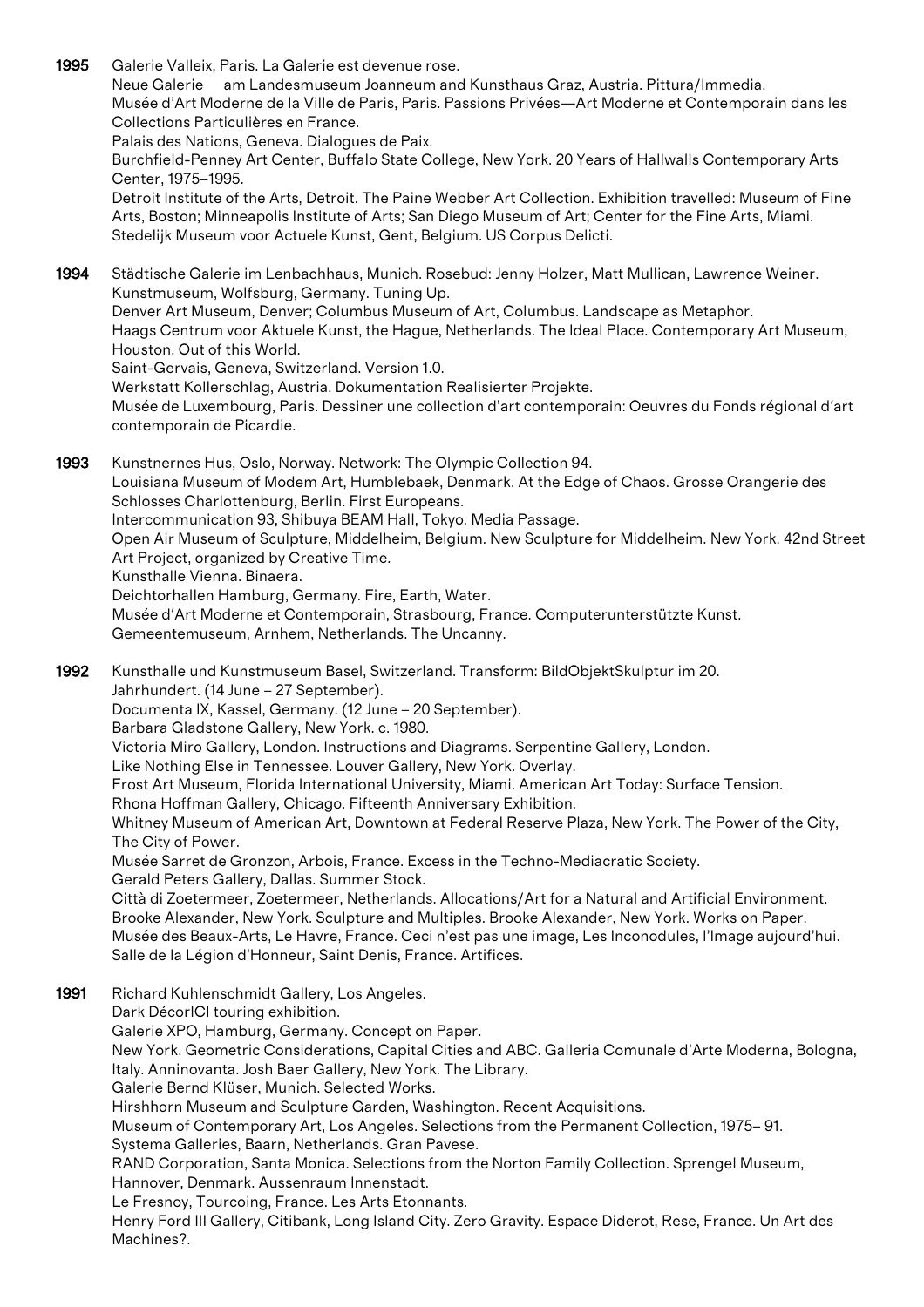**1995** Galerie Valleix, Paris. La Galerie est devenue rose.
Neue Galerie am Landesmuseum Joanneum and Kunsthaus Graz, Austria. Pittura/Immedia.
Musée d'Art Moderne de la Ville de Paris, Paris. Passions Privées—Art Moderne et Contemporain dans les Collections Particulières en France.
Palais des Nations, Geneva. Dialogues de Paix.
Burchfield-Penney Art Center, Buffalo State College, New York. 20 Years of Hallwalls Contemporary Arts Center, 1975–1995.
Detroit Institute of the Arts, Detroit. The Paine Webber Art Collection. Exhibition travelled: Museum of Fine Arts, Boston; Minneapolis Institute of Arts; San Diego Museum of Art; Center for the Fine Arts, Miami.
Stedelijk Museum voor Actuele Kunst, Gent, Belgium. US Corpus Delicti.

**1994** Städtische Galerie im Lenbachhaus, Munich. Rosebud: Jenny Holzer, Matt Mullican, Lawrence Weiner.
Kunstmuseum, Wolfsburg, Germany. Tuning Up.
Denver Art Museum, Denver; Columbus Museum of Art, Columbus. Landscape as Metaphor.
Haags Centrum voor Aktuele Kunst, the Hague, Netherlands. The Ideal Place. Contemporary Art Museum, Houston. Out of this World.
Saint-Gervais, Geneva, Switzerland. Version 1.0.
Werkstatt Kollerschlag, Austria. Dokumentation Realisierter Projekte.
Musée de Luxembourg, Paris. Dessiner une collection d'art contemporain: Oeuvres du Fonds régional d'art contemporain de Picardie.

**1993** Kunstnernes Hus, Oslo, Norway. Network: The Olympic Collection 94.
Louisiana Museum of Modem Art, Humblebaek, Denmark. At the Edge of Chaos. Grosse Orangerie des Schlosses Charlottenburg, Berlin. First Europeans.
Intercommunication 93, Shibuya BEAM Hall, Tokyo. Media Passage.
Open Air Museum of Sculpture, Middelheim, Belgium. New Sculpture for Middelheim. New York. 42nd Street Art Project, organized by Creative Time.
Kunsthalle Vienna. Binaera.
Deichtorhallen Hamburg, Germany. Fire, Earth, Water.
Musée d'Art Moderne et Contemporain, Strasbourg, France. Computerunterstützte Kunst.
Gemeentemuseum, Arnhem, Netherlands. The Uncanny.

**1992** Kunsthalle und Kunstmuseum Basel, Switzerland. Transform: BildObjektSkulptur im 20. Jahrhundert. (14 June – 27 September).
Documenta IX, Kassel, Germany. (12 June – 20 September).
Barbara Gladstone Gallery, New York. c. 1980.
Victoria Miro Gallery, London. Instructions and Diagrams. Serpentine Gallery, London.
Like Nothing Else in Tennessee. Louver Gallery, New York. Overlay.
Frost Art Museum, Florida International University, Miami. American Art Today: Surface Tension.
Rhona Hoffman Gallery, Chicago. Fifteenth Anniversary Exhibition.
Whitney Museum of American Art, Downtown at Federal Reserve Plaza, New York. The Power of the City, The City of Power.
Musée Sarret de Gronzon, Arbois, France. Excess in the Techno-Mediacratic Society.
Gerald Peters Gallery, Dallas. Summer Stock.
Città di Zoetermeer, Zoetermeer, Netherlands. Allocations/Art for a Natural and Artificial Environment.
Brooke Alexander, New York. Sculpture and Multiples. Brooke Alexander, New York. Works on Paper.
Musée des Beaux-Arts, Le Havre, France. Ceci n'est pas une image, Les Inconodules, l'Image aujourd'hui.
Salle de la Légion d'Honneur, Saint Denis, France. Artifices.

**1991** Richard Kuhlenschmidt Gallery, Los Angeles.
Dark DécorICI touring exhibition.
Galerie XPO, Hamburg, Germany. Concept on Paper.
New York. Geometric Considerations, Capital Cities and ABC. Galleria Comunale d'Arte Moderna, Bologna, Italy. Anninovanta. Josh Baer Gallery, New York. The Library.
Galerie Bernd Klüser, Munich. Selected Works.
Hirshhorn Museum and Sculpture Garden, Washington. Recent Acquisitions.
Museum of Contemporary Art, Los Angeles. Selections from the Permanent Collection, 1975– 91.
Systema Galleries, Baarn, Netherlands. Gran Pavese.
RAND Corporation, Santa Monica. Selections from the Norton Family Collection. Sprengel Museum, Hannover, Denmark. Aussenraum Innenstadt.
Le Fresnoy, Tourcoing, France. Les Arts Etonnants.
Henry Ford III Gallery, Citibank, Long Island City. Zero Gravity. Espace Diderot, Rese, France. Un Art des Machines?.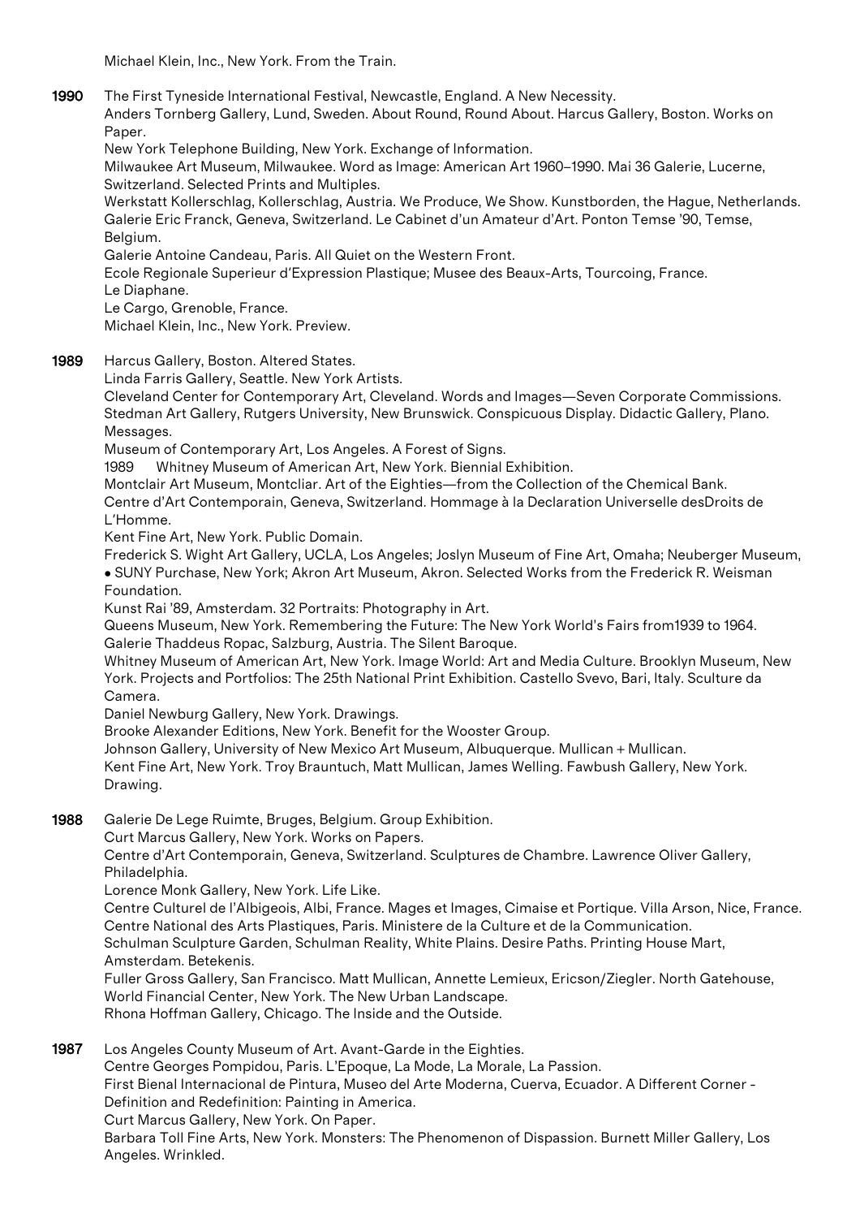Michael Klein, Inc., New York. From the Train.

**1990** The First Tyneside International Festival, Newcastle, England. A New Necessity.
Anders Tornberg Gallery, Lund, Sweden. About Round, Round About. Harcus Gallery, Boston. Works on Paper.
New York Telephone Building, New York. Exchange of Information.
Milwaukee Art Museum, Milwaukee. Word as Image: American Art 1960–1990. Mai 36 Galerie, Lucerne, Switzerland. Selected Prints and Multiples.
Werkstatt Kollerschlag, Kollerschlag, Austria. We Produce, We Show. Kunstborden, the Hague, Netherlands. Galerie Eric Franck, Geneva, Switzerland. Le Cabinet d'un Amateur d'Art. Ponton Temse '90, Temse, Belgium.
Galerie Antoine Candeau, Paris. All Quiet on the Western Front.
Ecole Regionale Superieur d'Expression Plastique; Musee des Beaux-Arts, Tourcoing, France.
Le Diaphane.
Le Cargo, Grenoble, France.
Michael Klein, Inc., New York. Preview.

**1989** Harcus Gallery, Boston. Altered States.
Linda Farris Gallery, Seattle. New York Artists.
Cleveland Center for Contemporary Art, Cleveland. Words and Images—Seven Corporate Commissions. Stedman Art Gallery, Rutgers University, New Brunswick. Conspicuous Display. Didactic Gallery, Plano. Messages.
Museum of Contemporary Art, Los Angeles. A Forest of Signs.
1989 Whitney Museum of American Art, New York. Biennial Exhibition.
Montclair Art Museum, Montcliar. Art of the Eighties—from the Collection of the Chemical Bank.
Centre d'Art Contemporain, Geneva, Switzerland. Hommage à la Declaration Universelle desDroits de L'Homme.
Kent Fine Art, New York. Public Domain.
Frederick S. Wight Art Gallery, UCLA, Los Angeles; Joslyn Museum of Fine Art, Omaha; Neuberger Museum,
• SUNY Purchase, New York; Akron Art Museum, Akron. Selected Works from the Frederick R. Weisman Foundation.
Kunst Rai '89, Amsterdam. 32 Portraits: Photography in Art.
Queens Museum, New York. Remembering the Future: The New York World's Fairs from1939 to 1964. Galerie Thaddeus Ropac, Salzburg, Austria. The Silent Baroque.
Whitney Museum of American Art, New York. Image World: Art and Media Culture. Brooklyn Museum, New York. Projects and Portfolios: The 25th National Print Exhibition. Castello Svevo, Bari, Italy. Sculture da Camera.
Daniel Newburg Gallery, New York. Drawings.
Brooke Alexander Editions, New York. Benefit for the Wooster Group.
Johnson Gallery, University of New Mexico Art Museum, Albuquerque. Mullican + Mullican.
Kent Fine Art, New York. Troy Brauntuch, Matt Mullican, James Welling. Fawbush Gallery, New York. Drawing.

**1988** Galerie De Lege Ruimte, Bruges, Belgium. Group Exhibition.
Curt Marcus Gallery, New York. Works on Papers.
Centre d'Art Contemporain, Geneva, Switzerland. Sculptures de Chambre. Lawrence Oliver Gallery, Philadelphia.
Lorence Monk Gallery, New York. Life Like.
Centre Culturel de l'Albigeois, Albi, France. Mages et Images, Cimaise et Portique. Villa Arson, Nice, France. Centre National des Arts Plastiques, Paris. Ministere de la Culture et de la Communication.
Schulman Sculpture Garden, Schulman Reality, White Plains. Desire Paths. Printing House Mart, Amsterdam. Betekenis.
Fuller Gross Gallery, San Francisco. Matt Mullican, Annette Lemieux, Ericson/Ziegler. North Gatehouse, World Financial Center, New York. The New Urban Landscape.
Rhona Hoffman Gallery, Chicago. The Inside and the Outside.

**1987** Los Angeles County Museum of Art. Avant-Garde in the Eighties.
Centre Georges Pompidou, Paris. L'Epoque, La Mode, La Morale, La Passion.
First Bienal Internacional de Pintura, Museo del Arte Moderna, Cuerva, Ecuador. A Different Corner - Definition and Redefinition: Painting in America.
Curt Marcus Gallery, New York. On Paper.
Barbara Toll Fine Arts, New York. Monsters: The Phenomenon of Dispassion. Burnett Miller Gallery, Los Angeles. Wrinkled.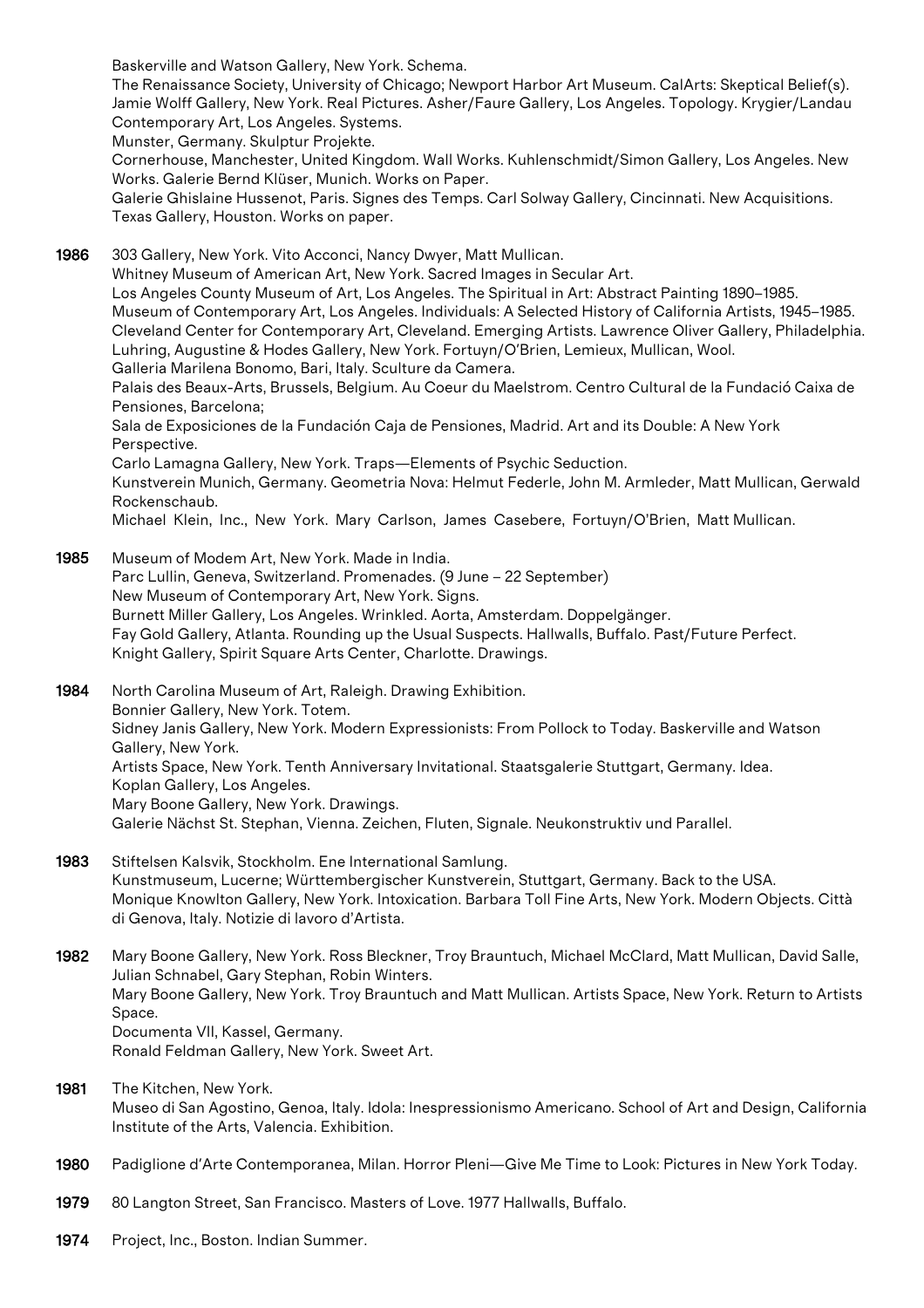Baskerville and Watson Gallery, New York. Schema.
The Renaissance Society, University of Chicago; Newport Harbor Art Museum. CalArts: Skeptical Belief(s).
Jamie Wolff Gallery, New York. Real Pictures. Asher/Faure Gallery, Los Angeles. Topology. Krygier/Landau Contemporary Art, Los Angeles. Systems.
Munster, Germany. Skulptur Projekte.
Cornerhouse, Manchester, United Kingdom. Wall Works. Kuhlenschmidt/Simon Gallery, Los Angeles. New Works. Galerie Bernd Klüser, Munich. Works on Paper.
Galerie Ghislaine Hussenot, Paris. Signes des Temps. Carl Solway Gallery, Cincinnati. New Acquisitions.
Texas Gallery, Houston. Works on paper.

**1986** 303 Gallery, New York. Vito Acconci, Nancy Dwyer, Matt Mullican.
Whitney Museum of American Art, New York. Sacred Images in Secular Art.
Los Angeles County Museum of Art, Los Angeles. The Spiritual in Art: Abstract Painting 1890–1985.
Museum of Contemporary Art, Los Angeles. Individuals: A Selected History of California Artists, 1945–1985.
Cleveland Center for Contemporary Art, Cleveland. Emerging Artists. Lawrence Oliver Gallery, Philadelphia.
Luhring, Augustine & Hodes Gallery, New York. Fortuyn/O'Brien, Lemieux, Mullican, Wool.
Galleria Marilena Bonomo, Bari, Italy. Sculture da Camera.
Palais des Beaux-Arts, Brussels, Belgium. Au Coeur du Maelstrom. Centro Cultural de la Fundació Caixa de Pensiones, Barcelona;
Sala de Exposiciones de la Fundación Caja de Pensiones, Madrid. Art and its Double: A New York Perspective.
Carlo Lamagna Gallery, New York. Traps—Elements of Psychic Seduction.
Kunstverein Munich, Germany. Geometria Nova: Helmut Federle, John M. Armleder, Matt Mullican, Gerwald Rockenschaub.
Michael Klein, Inc., New York. Mary Carlson, James Casebere, Fortuyn/O'Brien, Matt Mullican.

**1985** Museum of Modem Art, New York. Made in India.
Parc Lullin, Geneva, Switzerland. Promenades. (9 June – 22 September)
New Museum of Contemporary Art, New York. Signs.
Burnett Miller Gallery, Los Angeles. Wrinkled. Aorta, Amsterdam. Doppelgänger.
Fay Gold Gallery, Atlanta. Rounding up the Usual Suspects. Hallwalls, Buffalo. Past/Future Perfect.
Knight Gallery, Spirit Square Arts Center, Charlotte. Drawings.

**1984** North Carolina Museum of Art, Raleigh. Drawing Exhibition.
Bonnier Gallery, New York. Totem.
Sidney Janis Gallery, New York. Modern Expressionists: From Pollock to Today. Baskerville and Watson Gallery, New York.
Artists Space, New York. Tenth Anniversary Invitational. Staatsgalerie Stuttgart, Germany. Idea.
Koplan Gallery, Los Angeles.
Mary Boone Gallery, New York. Drawings.
Galerie Nächst St. Stephan, Vienna. Zeichen, Fluten, Signale. Neukonstruktiv und Parallel.

**1983** Stiftelsen Kalsvik, Stockholm. Ene International Samlung.
Kunstmuseum, Lucerne; Württembergischer Kunstverein, Stuttgart, Germany. Back to the USA.
Monique Knowlton Gallery, New York. Intoxication. Barbara Toll Fine Arts, New York. Modern Objects. Città di Genova, Italy. Notizie di lavoro d'Artista.

**1982** Mary Boone Gallery, New York. Ross Bleckner, Troy Brauntuch, Michael McClard, Matt Mullican, David Salle, Julian Schnabel, Gary Stephan, Robin Winters.
Mary Boone Gallery, New York. Troy Brauntuch and Matt Mullican. Artists Space, New York. Return to Artists Space.
Documenta VII, Kassel, Germany.
Ronald Feldman Gallery, New York. Sweet Art.

**1981** The Kitchen, New York.
Museo di San Agostino, Genoa, Italy. Idola: Inespressionismo Americano. School of Art and Design, California Institute of the Arts, Valencia. Exhibition.

**1980** Padiglione d'Arte Contemporanea, Milan. Horror Pleni—Give Me Time to Look: Pictures in New York Today.

**1979** 80 Langton Street, San Francisco. Masters of Love. 1977 Hallwalls, Buffalo.

**1974** Project, Inc., Boston. Indian Summer.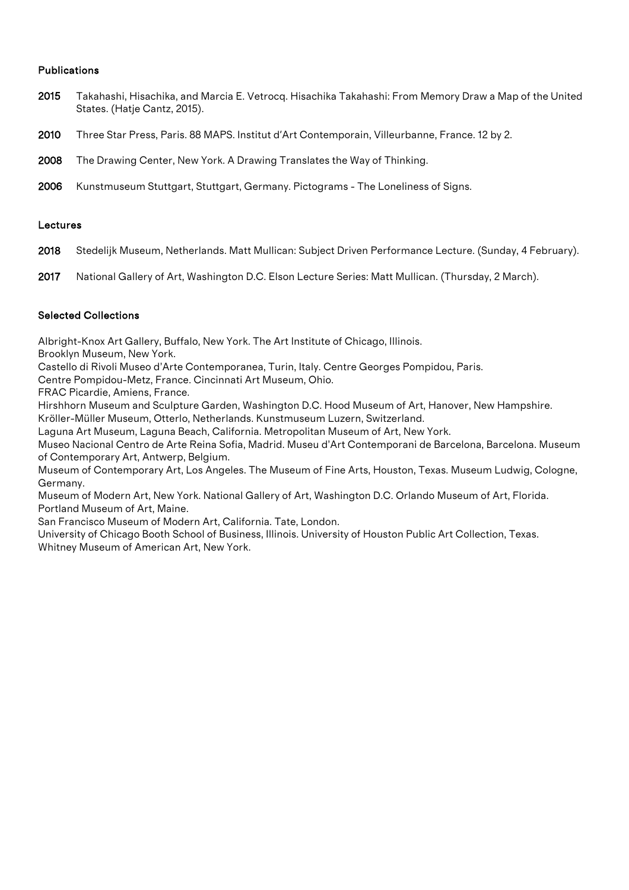### Publications

**2015** Takahashi, Hisachika, and Marcia E. Vetrocq. Hisachika Takahashi: From Memory Draw a Map of the United States. (Hatje Cantz, 2015).

**2010** Three Star Press, Paris. 88 MAPS. Institut d'Art Contemporain, Villeurbanne, France. 12 by 2.

**2008** The Drawing Center, New York. A Drawing Translates the Way of Thinking.

**2006** Kunstmuseum Stuttgart, Stuttgart, Germany. Pictograms - The Loneliness of Signs.

### Lectures

**2018** Stedelijk Museum, Netherlands. Matt Mullican: Subject Driven Performance Lecture. (Sunday, 4 February).

**2017** National Gallery of Art, Washington D.C. Elson Lecture Series: Matt Mullican. (Thursday, 2 March).

### Selected Collections

Albright-Knox Art Gallery, Buffalo, New York. The Art Institute of Chicago, Illinois.
Brooklyn Museum, New York.
Castello di Rivoli Museo d'Arte Contemporanea, Turin, Italy. Centre Georges Pompidou, Paris.
Centre Pompidou-Metz, France. Cincinnati Art Museum, Ohio.
FRAC Picardie, Amiens, France.
Hirshhorn Museum and Sculpture Garden, Washington D.C. Hood Museum of Art, Hanover, New Hampshire.
Kröller-Müller Museum, Otterlo, Netherlands. Kunstmuseum Luzern, Switzerland.
Laguna Art Museum, Laguna Beach, California. Metropolitan Museum of Art, New York.
Museo Nacional Centro de Arte Reina Sofia, Madrid. Museu d'Art Contemporani de Barcelona, Barcelona. Museum of Contemporary Art, Antwerp, Belgium.
Museum of Contemporary Art, Los Angeles. The Museum of Fine Arts, Houston, Texas. Museum Ludwig, Cologne, Germany.
Museum of Modern Art, New York. National Gallery of Art, Washington D.C. Orlando Museum of Art, Florida.
Portland Museum of Art, Maine.
San Francisco Museum of Modern Art, California. Tate, London.
University of Chicago Booth School of Business, Illinois. University of Houston Public Art Collection, Texas.
Whitney Museum of American Art, New York.